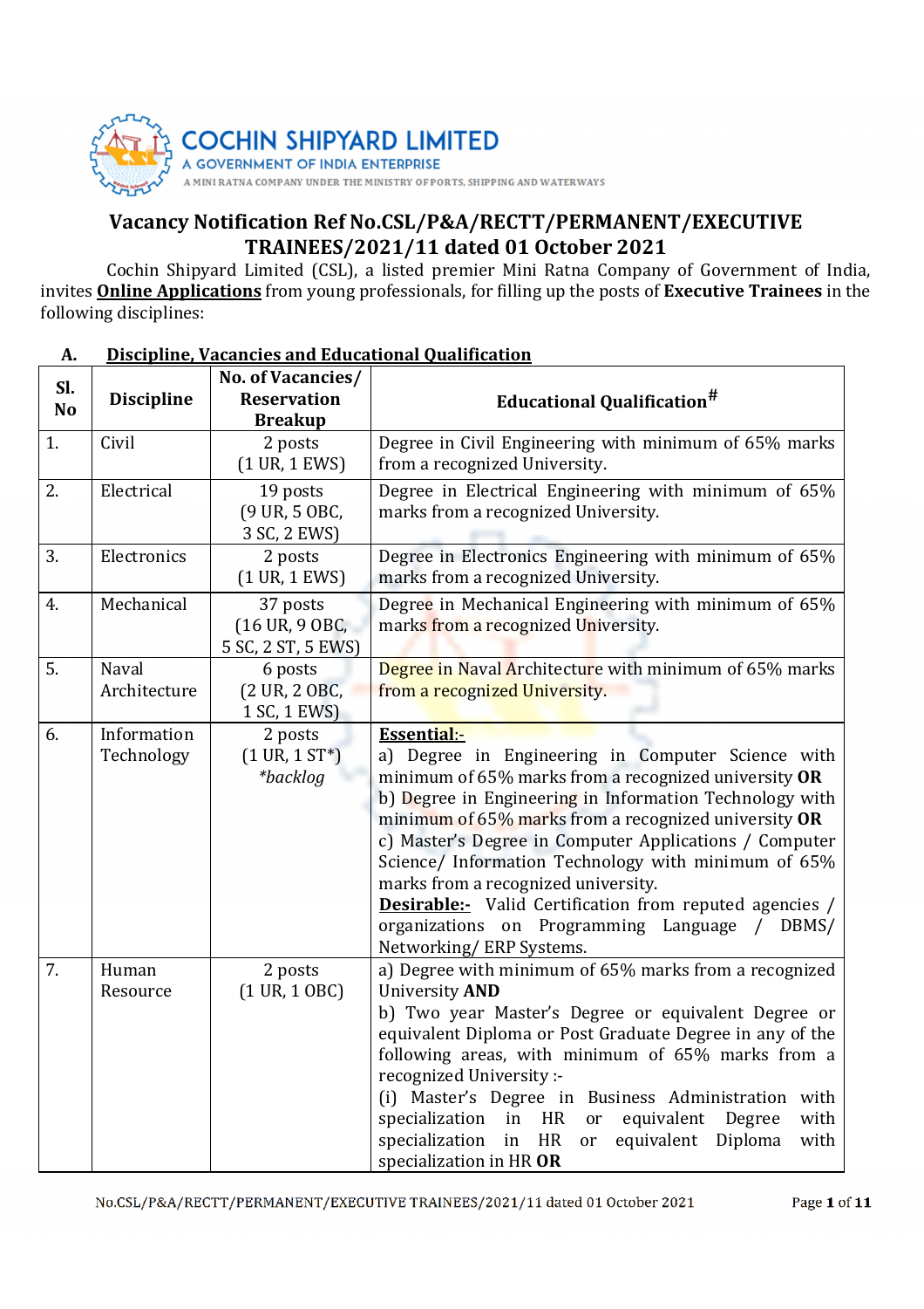**COCHIN SHIPYARD LIMITED**
A GOVERNMENT OF INDIA ENTERPRISE
A MINI RATNA COMPANY UNDER THE MINISTRY OF PORTS, SHIPPING AND WATERWAYS

# Vacancy Notification Ref No.CSL/P&A/RECTT/PERMANENT/EXECUTIVE TRAINEES/2021/11 dated 01 October 2021

Cochin Shipyard Limited (CSL), a listed premier Mini Ratna Company of Government of India, invites **Online Applications** from young professionals, for filling up the posts of **Executive Trainees** in the following disciplines:

## A. Discipline, Vacancies and Educational Qualification

| Sl. No | Discipline | No. of Vacancies/ Reservation Breakup | Educational Qualification# |
|---|---|---|---|
| 1. | Civil | 2 posts (1 UR, 1 EWS) | Degree in Civil Engineering with minimum of 65% marks from a recognized University. |
| 2. | Electrical | 19 posts (9 UR, 5 OBC, 3 SC, 2 EWS) | Degree in Electrical Engineering with minimum of 65% marks from a recognized University. |
| 3. | Electronics | 2 posts (1 UR, 1 EWS) | Degree in Electronics Engineering with minimum of 65% marks from a recognized University. |
| 4. | Mechanical | 37 posts (16 UR, 9 OBC, 5 SC, 2 ST, 5 EWS) | Degree in Mechanical Engineering with minimum of 65% marks from a recognized University. |
| 5. | Naval Architecture | 6 posts (2 UR, 2 OBC, 1 SC, 1 EWS) | Degree in Naval Architecture with minimum of 65% marks from a recognized University. |
| 6. | Information Technology | 2 posts (1 UR, 1 ST*) *\*backlog* | **Essential:-** a) Degree in Engineering in Computer Science with minimum of 65% marks from a recognized university **OR** b) Degree in Engineering in Information Technology with minimum of 65% marks from a recognized university **OR** c) Master's Degree in Computer Applications / Computer Science/ Information Technology with minimum of 65% marks from a recognized university. **Desirable:-** Valid Certification from reputed agencies / organizations on Programming Language / DBMS/ Networking/ ERP Systems. |
| 7. | Human Resource | 2 posts (1 UR, 1 OBC) | a) Degree with minimum of 65% marks from a recognized University **AND** b) Two year Master's Degree or equivalent Degree or equivalent Diploma or Post Graduate Degree in any of the following areas, with minimum of 65% marks from a recognized University :- (i) Master's Degree in Business Administration with specialization in HR or equivalent Degree with specialization in HR or equivalent Diploma with specialization in HR **OR** |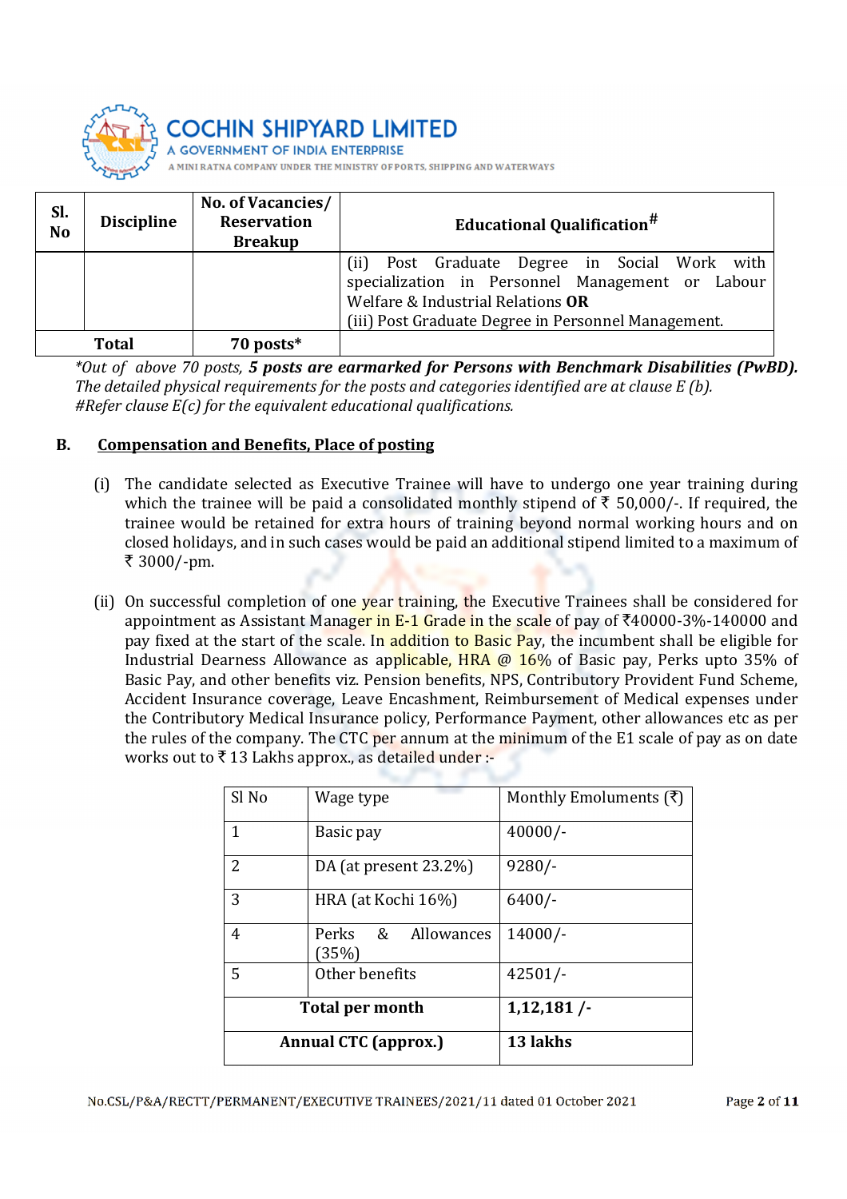| Sl. No | Discipline | No. of Vacancies/ Reservation Breakup | Educational Qualification# |
|---|---|---|---|
| | | | (ii) Post Graduate Degree in Social Work with specialization in Personnel Management or Labour Welfare & Industrial Relations **OR**<br>(iii) Post Graduate Degree in Personnel Management. |
| **Total** | | **70 posts*** | |

*\*Out of above 70 posts, **5 posts are earmarked for Persons with Benchmark Disabilities (PwBD).** The detailed physical requirements for the posts and categories identified are at clause E (b).*
*#Refer clause E(c) for the equivalent educational qualifications.*

## B. Compensation and Benefits, Place of posting

(i) The candidate selected as Executive Trainee will have to undergo one year training during which the trainee will be paid a consolidated monthly stipend of ₹ 50,000/-. If required, the trainee would be retained for extra hours of training beyond normal working hours and on closed holidays, and in such cases would be paid an additional stipend limited to a maximum of ₹ 3000/-pm.

(ii) On successful completion of one year training, the Executive Trainees shall be considered for appointment as Assistant Manager in E-1 Grade in the scale of pay of ₹40000-3%-140000 and pay fixed at the start of the scale. In addition to Basic Pay, the incumbent shall be eligible for Industrial Dearness Allowance as applicable, HRA @ 16% of Basic pay, Perks upto 35% of Basic Pay, and other benefits viz. Pension benefits, NPS, Contributory Provident Fund Scheme, Accident Insurance coverage, Leave Encashment, Reimbursement of Medical expenses under the Contributory Medical Insurance policy, Performance Payment, other allowances etc as per the rules of the company. The CTC per annum at the minimum of the E1 scale of pay as on date works out to ₹ 13 Lakhs approx., as detailed under :-

| Sl No | Wage type | Monthly Emoluments (₹) |
|---|---|---|
| 1 | Basic pay | 40000/- |
| 2 | DA (at present 23.2%) | 9280/- |
| 3 | HRA (at Kochi 16%) | 6400/- |
| 4 | Perks & Allowances (35%) | 14000/- |
| 5 | Other benefits | 42501/- |
| **Total per month** | | **1,12,181 /-** |
| **Annual CTC (approx.)** | | **13 lakhs** |

No.CSL/P&A/RECTT/PERMANENT/EXECUTIVE TRAINEES/2021/11 dated 01 October 2021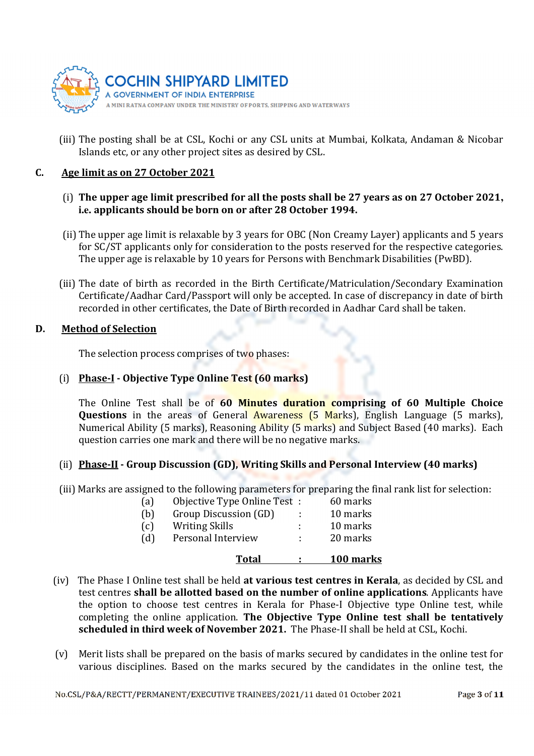(iii) The posting shall be at CSL, Kochi or any CSL units at Mumbai, Kolkata, Andaman & Nicobar Islands etc, or any other project sites as desired by CSL.

## C. Age limit as on 27 October 2021

(i) **The upper age limit prescribed for all the posts shall be 27 years as on 27 October 2021, i.e. applicants should be born on or after 28 October 1994.**

(ii) The upper age limit is relaxable by 3 years for OBC (Non Creamy Layer) applicants and 5 years for SC/ST applicants only for consideration to the posts reserved for the respective categories. The upper age is relaxable by 10 years for Persons with Benchmark Disabilities (PwBD).

(iii) The date of birth as recorded in the Birth Certificate/Matriculation/Secondary Examination Certificate/Aadhar Card/Passport will only be accepted. In case of discrepancy in date of birth recorded in other certificates, the Date of Birth recorded in Aadhar Card shall be taken.

## D. Method of Selection

The selection process comprises of two phases:

(i) **Phase-I - Objective Type Online Test (60 marks)**

The Online Test shall be of **60 Minutes duration comprising of 60 Multiple Choice Questions** in the areas of General Awareness (5 Marks), English Language (5 marks), Numerical Ability (5 marks), Reasoning Ability (5 marks) and Subject Based (40 marks). Each question carries one mark and there will be no negative marks.

(ii) **Phase-II - Group Discussion (GD), Writing Skills and Personal Interview (40 marks)**

(iii) Marks are assigned to the following parameters for preparing the final rank list for selection:

| | Parameter | | Marks |
|---|---|---|---|
| (a) | Objective Type Online Test | : | 60 marks |
| (b) | Group Discussion (GD) | : | 10 marks |
| (c) | Writing Skills | : | 10 marks |
| (d) | Personal Interview | : | 20 marks |
| | **Total** | **:** | **100 marks** |

(iv) The Phase I Online test shall be held **at various test centres in Kerala**, as decided by CSL and test centres **shall be allotted based on the number of online applications**. Applicants have the option to choose test centres in Kerala for Phase-I Objective type Online test, while completing the online application. **The Objective Type Online test shall be tentatively scheduled in third week of November 2021.** The Phase-II shall be held at CSL, Kochi.

(v) Merit lists shall be prepared on the basis of marks secured by candidates in the online test for various disciplines. Based on the marks secured by the candidates in the online test, the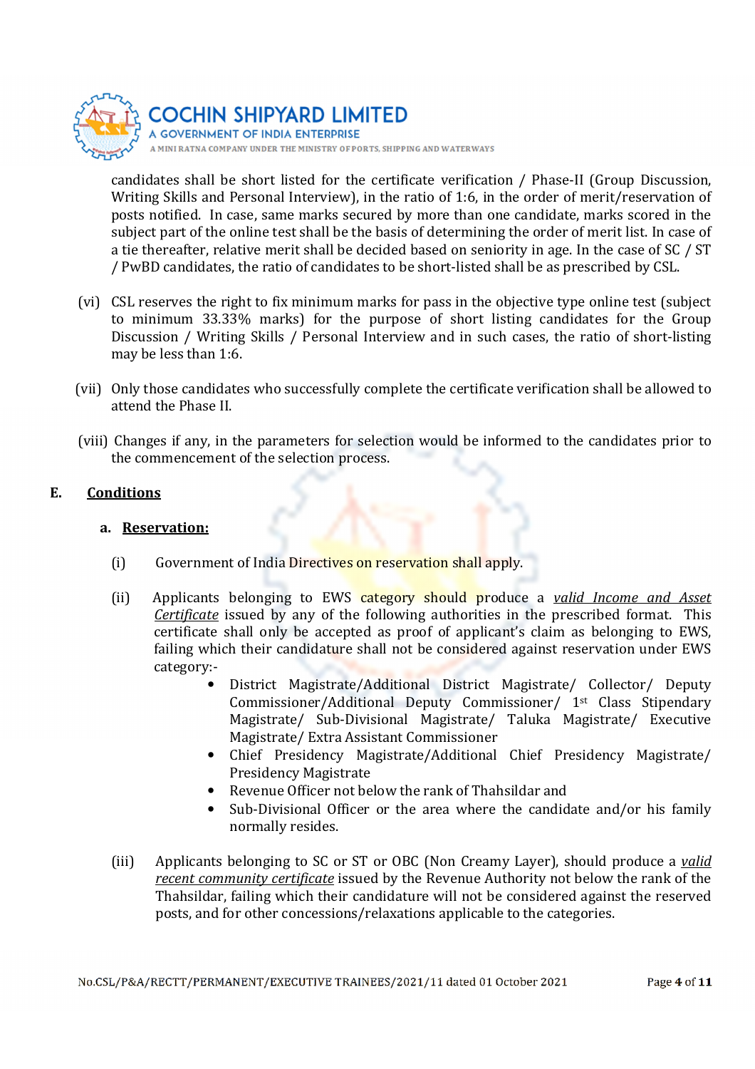candidates shall be short listed for the certificate verification / Phase-II (Group Discussion, Writing Skills and Personal Interview), in the ratio of 1:6, in the order of merit/reservation of posts notified. In case, same marks secured by more than one candidate, marks scored in the subject part of the online test shall be the basis of determining the order of merit list. In case of a tie thereafter, relative merit shall be decided based on seniority in age. In the case of SC / ST / PwBD candidates, the ratio of candidates to be short-listed shall be as prescribed by CSL.

(vi) CSL reserves the right to fix minimum marks for pass in the objective type online test (subject to minimum 33.33% marks) for the purpose of short listing candidates for the Group Discussion / Writing Skills / Personal Interview and in such cases, the ratio of short-listing may be less than 1:6.

(vii) Only those candidates who successfully complete the certificate verification shall be allowed to attend the Phase II.

(viii) Changes if any, in the parameters for selection would be informed to the candidates prior to the commencement of the selection process.

## E. Conditions

### a. Reservation:

(i) Government of India Directives on reservation shall apply.

(ii) Applicants belonging to EWS category should produce a ***valid Income and Asset Certificate*** issued by any of the following authorities in the prescribed format. This certificate shall only be accepted as proof of applicant's claim as belonging to EWS, failing which their candidature shall not be considered against reservation under EWS category:-

- District Magistrate/Additional District Magistrate/ Collector/ Deputy Commissioner/Additional Deputy Commissioner/ 1st Class Stipendary Magistrate/ Sub-Divisional Magistrate/ Taluka Magistrate/ Executive Magistrate/ Extra Assistant Commissioner
- Chief Presidency Magistrate/Additional Chief Presidency Magistrate/ Presidency Magistrate
- Revenue Officer not below the rank of Thahsildar and
- Sub-Divisional Officer or the area where the candidate and/or his family normally resides.

(iii) Applicants belonging to SC or ST or OBC (Non Creamy Layer), should produce a ***valid recent community certificate*** issued by the Revenue Authority not below the rank of the Thahsildar, failing which their candidature will not be considered against the reserved posts, and for other concessions/relaxations applicable to the categories.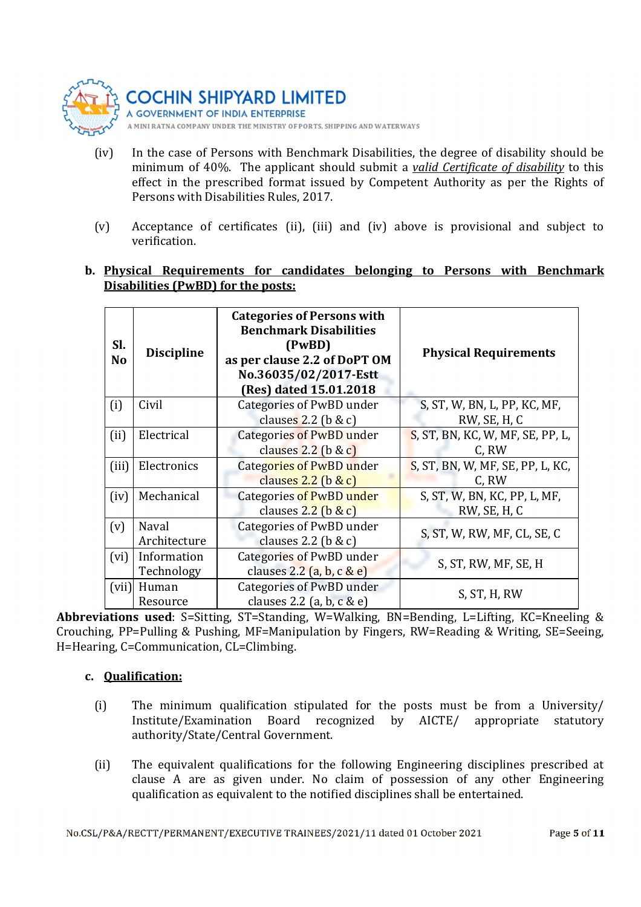(iv) In the case of Persons with Benchmark Disabilities, the degree of disability should be minimum of 40%. The applicant should submit a *valid Certificate of disability* to this effect in the prescribed format issued by Competent Authority as per the Rights of Persons with Disabilities Rules, 2017.

(v) Acceptance of certificates (ii), (iii) and (iv) above is provisional and subject to verification.

**b. Physical Requirements for candidates belonging to Persons with Benchmark Disabilities (PwBD) for the posts:**

| Sl. No | Discipline | Categories of Persons with Benchmark Disabilities (PwBD) as per clause 2.2 of DoPT OM No.36035/02/2017-Estt (Res) dated 15.01.2018 | Physical Requirements |
|---|---|---|---|
| (i) | Civil | Categories of PwBD under clauses 2.2 (b & c) | S, ST, W, BN, L, PP, KC, MF, RW, SE, H, C |
| (ii) | Electrical | Categories of PwBD under clauses 2.2 (b & c) | S, ST, BN, KC, W, MF, SE, PP, L, C, RW |
| (iii) | Electronics | Categories of PwBD under clauses 2.2 (b & c) | S, ST, BN, W, MF, SE, PP, L, KC, C, RW |
| (iv) | Mechanical | Categories of PwBD under clauses 2.2 (b & c) | S, ST, W, BN, KC, PP, L, MF, RW, SE, H, C |
| (v) | Naval Architecture | Categories of PwBD under clauses 2.2 (b & c) | S, ST, W, RW, MF, CL, SE, C |
| (vi) | Information Technology | Categories of PwBD under clauses 2.2 (a, b, c & e) | S, ST, RW, MF, SE, H |
| (vii) | Human Resource | Categories of PwBD under clauses 2.2 (a, b, c & e) | S, ST, H, RW |

**Abbreviations used**: S=Sitting, ST=Standing, W=Walking, BN=Bending, L=Lifting, KC=Kneeling & Crouching, PP=Pulling & Pushing, MF=Manipulation by Fingers, RW=Reading & Writing, SE=Seeing, H=Hearing, C=Communication, CL=Climbing.

**c. Qualification:**

(i) The minimum qualification stipulated for the posts must be from a University/ Institute/Examination Board recognized by AICTE/ appropriate statutory authority/State/Central Government.

(ii) The equivalent qualifications for the following Engineering disciplines prescribed at clause A are as given under. No claim of possession of any other Engineering qualification as equivalent to the notified disciplines shall be entertained.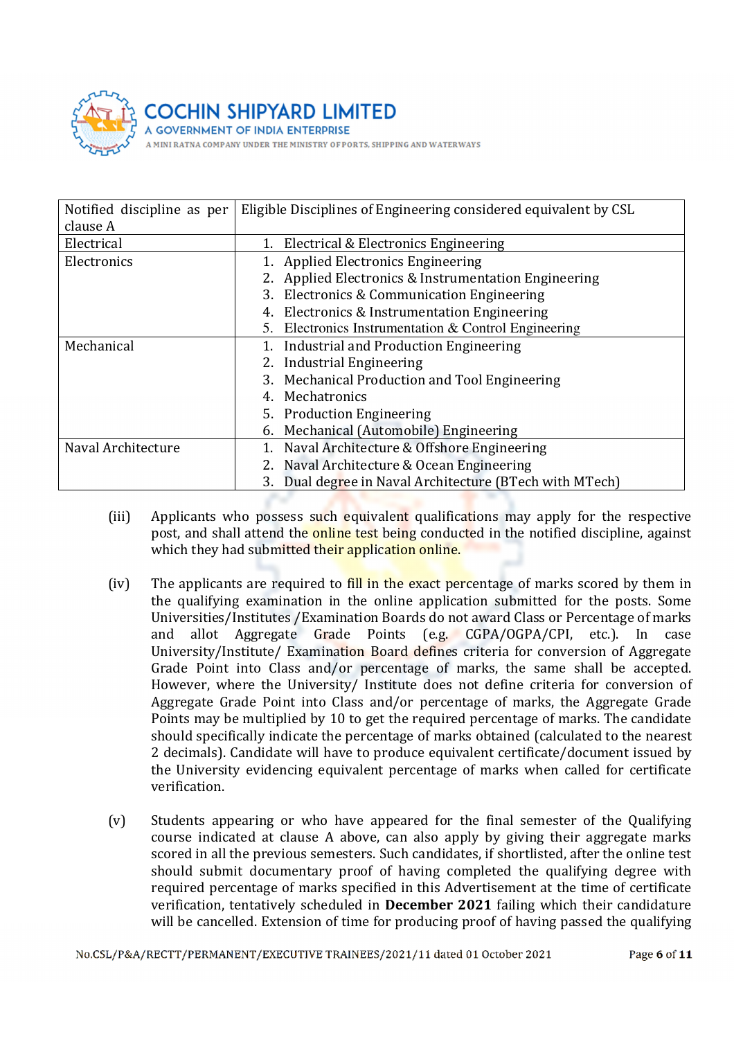| Notified discipline as per clause A | Eligible Disciplines of Engineering considered equivalent by CSL |
|---|---|
| Electrical | 1. Electrical & Electronics Engineering |
| Electronics | 1. Applied Electronics Engineering<br>2. Applied Electronics & Instrumentation Engineering<br>3. Electronics & Communication Engineering<br>4. Electronics & Instrumentation Engineering<br>5. Electronics Instrumentation & Control Engineering |
| Mechanical | 1. Industrial and Production Engineering<br>2. Industrial Engineering<br>3. Mechanical Production and Tool Engineering<br>4. Mechatronics<br>5. Production Engineering<br>6. Mechanical (Automobile) Engineering |
| Naval Architecture | 1. Naval Architecture & Offshore Engineering<br>2. Naval Architecture & Ocean Engineering<br>3. Dual degree in Naval Architecture (BTech with MTech) |

(iii) Applicants who possess such equivalent qualifications may apply for the respective post, and shall attend the online test being conducted in the notified discipline, against which they had submitted their application online.

(iv) The applicants are required to fill in the exact percentage of marks scored by them in the qualifying examination in the online application submitted for the posts. Some Universities/Institutes /Examination Boards do not award Class or Percentage of marks and allot Aggregate Grade Points (e.g. CGPA/OGPA/CPI, etc.). In case University/Institute/ Examination Board defines criteria for conversion of Aggregate Grade Point into Class and/or percentage of marks, the same shall be accepted. However, where the University/ Institute does not define criteria for conversion of Aggregate Grade Point into Class and/or percentage of marks, the Aggregate Grade Points may be multiplied by 10 to get the required percentage of marks. The candidate should specifically indicate the percentage of marks obtained (calculated to the nearest 2 decimals). Candidate will have to produce equivalent certificate/document issued by the University evidencing equivalent percentage of marks when called for certificate verification.

(v) Students appearing or who have appeared for the final semester of the Qualifying course indicated at clause A above, can also apply by giving their aggregate marks scored in all the previous semesters. Such candidates, if shortlisted, after the online test should submit documentary proof of having completed the qualifying degree with required percentage of marks specified in this Advertisement at the time of certificate verification, tentatively scheduled in **December 2021** failing which their candidature will be cancelled. Extension of time for producing proof of having passed the qualifying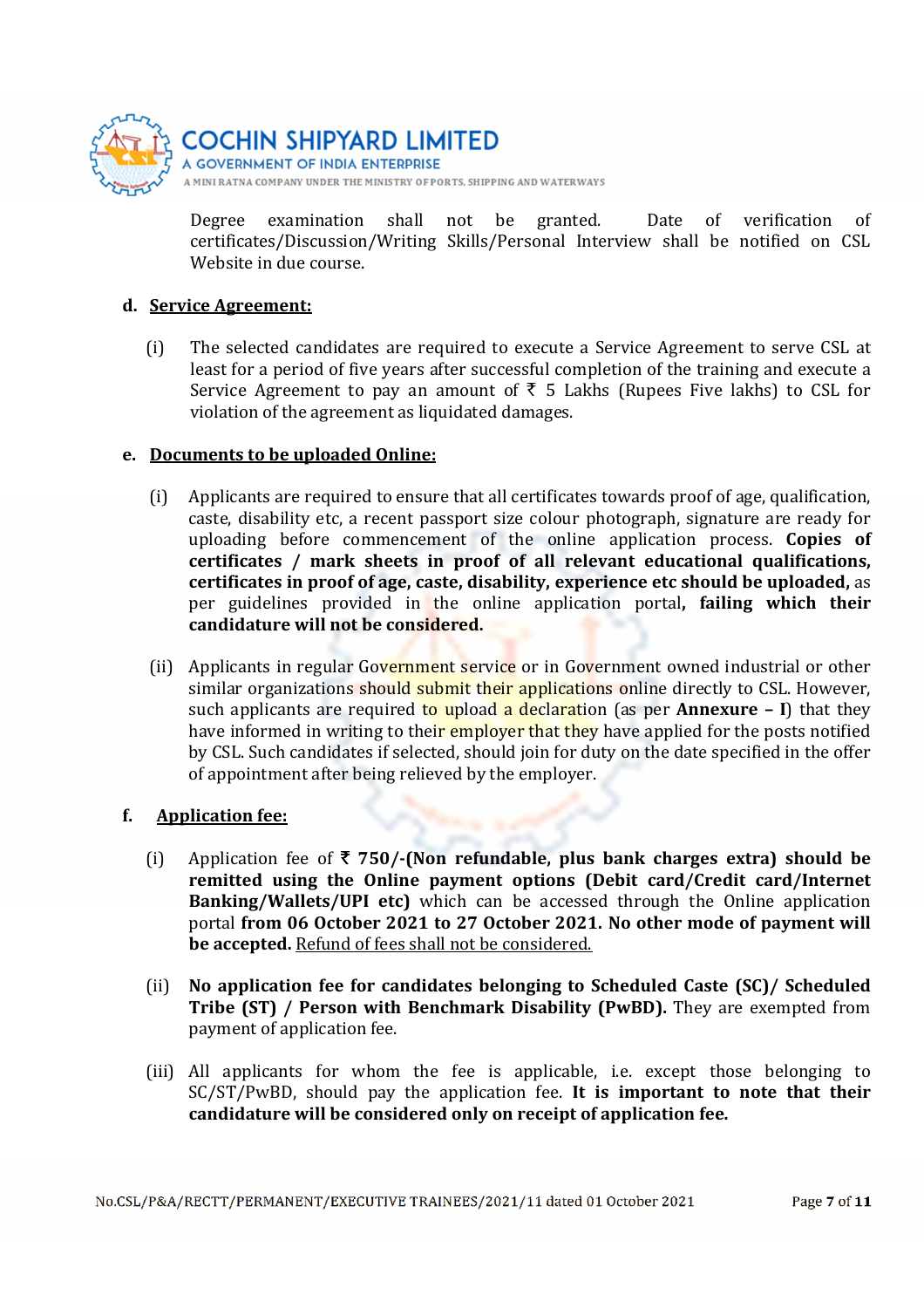Degree examination shall not be granted. Date of verification of certificates/Discussion/Writing Skills/Personal Interview shall be notified on CSL Website in due course.

**d. Service Agreement:**

(i) The selected candidates are required to execute a Service Agreement to serve CSL at least for a period of five years after successful completion of the training and execute a Service Agreement to pay an amount of ₹ 5 Lakhs (Rupees Five lakhs) to CSL for violation of the agreement as liquidated damages.

**e. Documents to be uploaded Online:**

(i) Applicants are required to ensure that all certificates towards proof of age, qualification, caste, disability etc, a recent passport size colour photograph, signature are ready for uploading before commencement of the online application process. **Copies of certificates / mark sheets in proof of all relevant educational qualifications, certificates in proof of age, caste, disability, experience etc should be uploaded,** as per guidelines provided in the online application portal**, failing which their candidature will not be considered.**

(ii) Applicants in regular Government service or in Government owned industrial or other similar organizations should submit their applications online directly to CSL. However, such applicants are required to upload a declaration (as per **Annexure – I**) that they have informed in writing to their employer that they have applied for the posts notified by CSL. Such candidates if selected, should join for duty on the date specified in the offer of appointment after being relieved by the employer.

**f. Application fee:**

(i) Application fee of **₹ 750/-(Non refundable, plus bank charges extra) should be remitted using the Online payment options (Debit card/Credit card/Internet Banking/Wallets/UPI etc)** which can be accessed through the Online application portal **from 06 October 2021 to 27 October 2021. No other mode of payment will be accepted.** Refund of fees shall not be considered.

(ii) **No application fee for candidates belonging to Scheduled Caste (SC)/ Scheduled Tribe (ST) / Person with Benchmark Disability (PwBD).** They are exempted from payment of application fee.

(iii) All applicants for whom the fee is applicable, i.e. except those belonging to SC/ST/PwBD, should pay the application fee. **It is important to note that their candidature will be considered only on receipt of application fee.**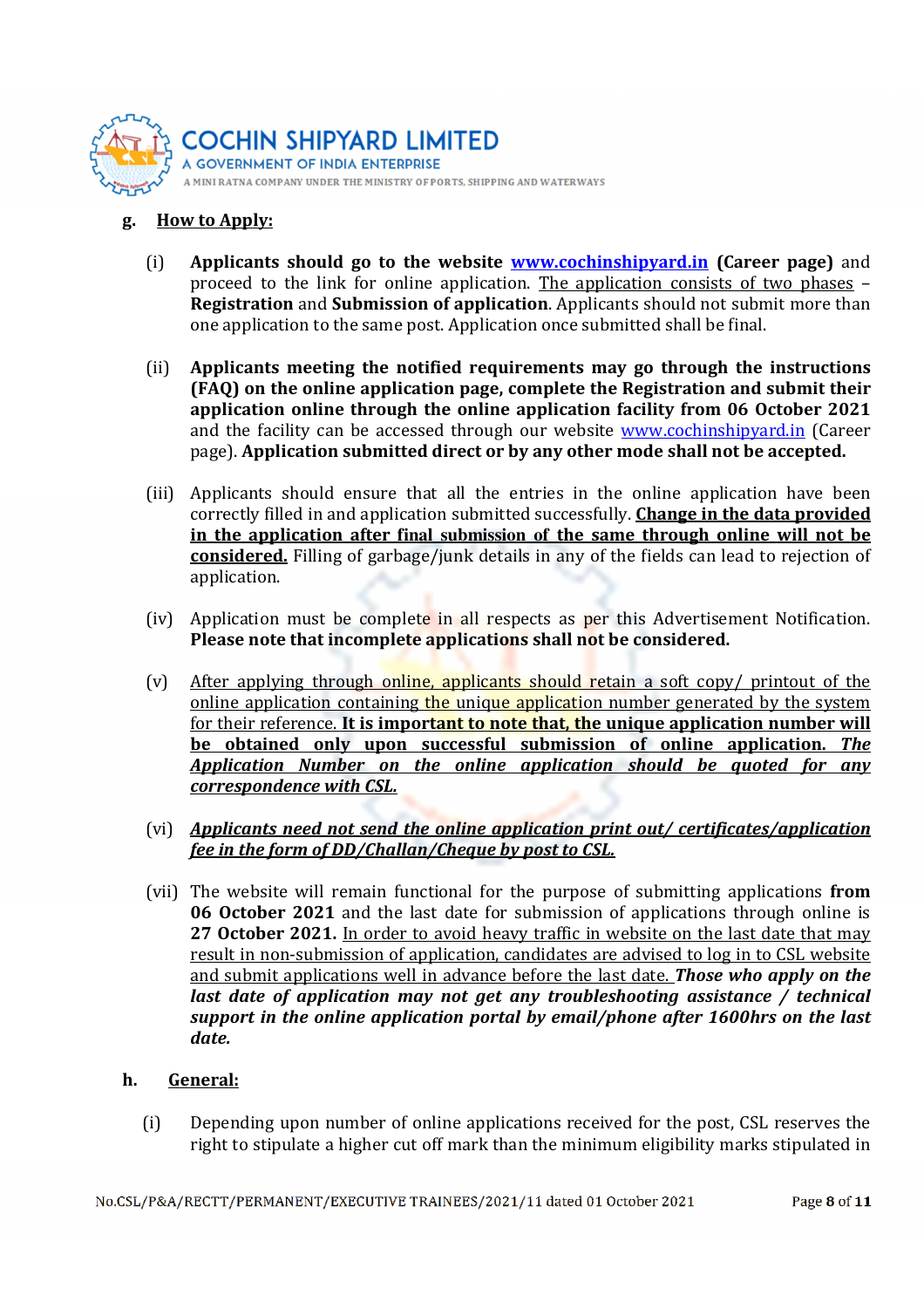## g. <u>How to Apply:</u>

(i) **Applicants should go to the website [www.cochinshipyard.in](http://www.cochinshipyard.in) (Career page)** and proceed to the link for online application. <u>The application consists of two phases</u> – **Registration** and **Submission of application**. Applicants should not submit more than one application to the same post. Application once submitted shall be final.

(ii) **Applicants meeting the notified requirements may go through the instructions (FAQ) on the online application page, complete the Registration and submit their application online through the online application facility from 06 October 2021** and the facility can be accessed through our website [www.cochinshipyard.in](http://www.cochinshipyard.in) (Career page). **Application submitted direct or by any other mode shall not be accepted.**

(iii) Applicants should ensure that all the entries in the online application have been correctly filled in and application submitted successfully. <u>**Change in the data provided in the application after final submission of the same through online will not be considered.**</u> Filling of garbage/junk details in any of the fields can lead to rejection of application.

(iv) Application must be complete in all respects as per this Advertisement Notification. **Please note that incomplete applications shall not be considered.**

(v) <u>After applying through online, applicants should retain a soft copy/ printout of the online application containing the unique application number generated by the system for their reference.</u> <u>**It is important to note that, the unique application number will be obtained only upon successful submission of online application.**</u> <u>***The Application Number on the online application should be quoted for any correspondence with CSL.***</u>

(vi) <u>***Applicants need not send the online application print out/ certificates/application fee in the form of DD/Challan/Cheque by post to CSL.***</u>

(vii) The website will remain functional for the purpose of submitting applications **from 06 October 2021** and the last date for submission of applications through online is **27 October 2021.** <u>In order to avoid heavy traffic in website on the last date that may result in non-submission of application, candidates are advised to log in to CSL website and submit applications well in advance before the last date.</u> ***Those who apply on the last date of application may not get any troubleshooting assistance / technical support in the online application portal by email/phone after 1600hrs on the last date.***

## h. <u>General:</u>

(i) Depending upon number of online applications received for the post, CSL reserves the right to stipulate a higher cut off mark than the minimum eligibility marks stipulated in

No.CSL/P&A/RECTT/PERMANENT/EXECUTIVE TRAINEES/2021/11 dated 01 October 2021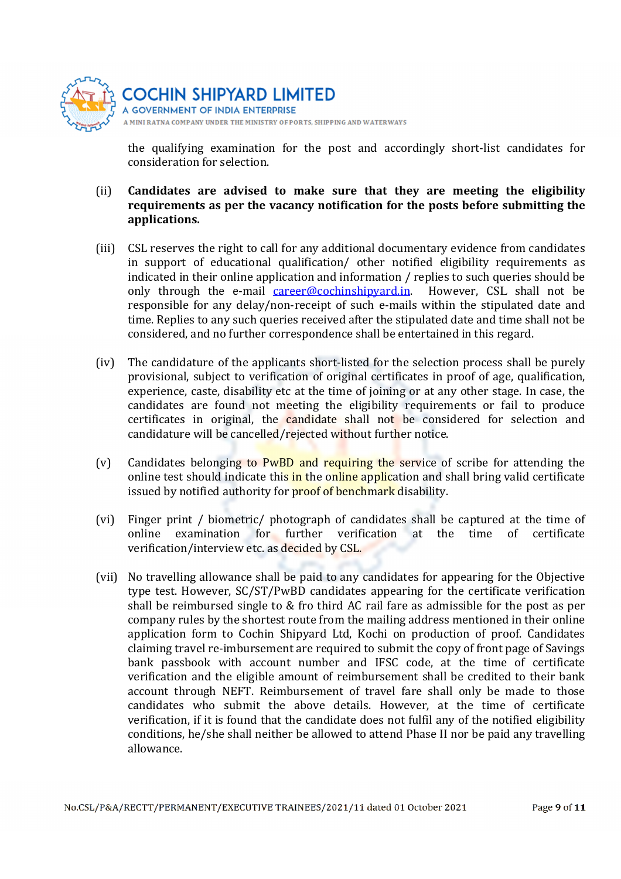the qualifying examination for the post and accordingly short-list candidates for consideration for selection.

(ii) **Candidates are advised to make sure that they are meeting the eligibility requirements as per the vacancy notification for the posts before submitting the applications.**

(iii) CSL reserves the right to call for any additional documentary evidence from candidates in support of educational qualification/ other notified eligibility requirements as indicated in their online application and information / replies to such queries should be only through the e-mail career@cochinshipyard.in. However, CSL shall not be responsible for any delay/non-receipt of such e-mails within the stipulated date and time. Replies to any such queries received after the stipulated date and time shall not be considered, and no further correspondence shall be entertained in this regard.

(iv) The candidature of the applicants short-listed for the selection process shall be purely provisional, subject to verification of original certificates in proof of age, qualification, experience, caste, disability etc at the time of joining or at any other stage. In case, the candidates are found not meeting the eligibility requirements or fail to produce certificates in original, the candidate shall not be considered for selection and candidature will be cancelled/rejected without further notice.

(v) Candidates belonging to PwBD and requiring the service of scribe for attending the online test should indicate this in the online application and shall bring valid certificate issued by notified authority for proof of benchmark disability.

(vi) Finger print / biometric/ photograph of candidates shall be captured at the time of online examination for further verification at the time of certificate verification/interview etc. as decided by CSL.

(vii) No travelling allowance shall be paid to any candidates for appearing for the Objective type test. However, SC/ST/PwBD candidates appearing for the certificate verification shall be reimbursed single to & fro third AC rail fare as admissible for the post as per company rules by the shortest route from the mailing address mentioned in their online application form to Cochin Shipyard Ltd, Kochi on production of proof. Candidates claiming travel re-imbursement are required to submit the copy of front page of Savings bank passbook with account number and IFSC code, at the time of certificate verification and the eligible amount of reimbursement shall be credited to their bank account through NEFT. Reimbursement of travel fare shall only be made to those candidates who submit the above details. However, at the time of certificate verification, if it is found that the candidate does not fulfil any of the notified eligibility conditions, he/she shall neither be allowed to attend Phase II nor be paid any travelling allowance.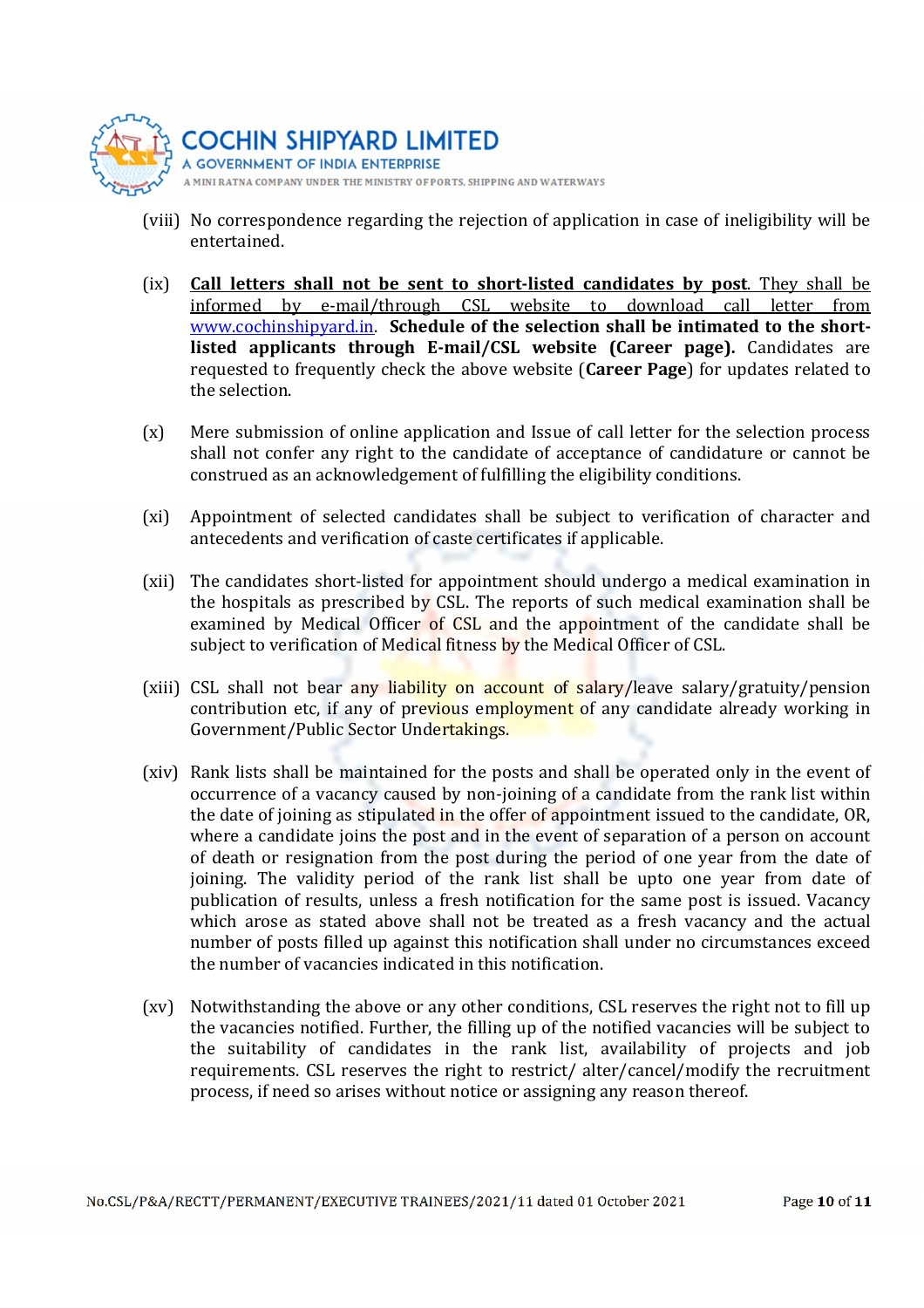(viii) No correspondence regarding the rejection of application in case of ineligibility will be entertained.

(ix) **Call letters shall not be sent to short-listed candidates by post**. They shall be informed by e-mail/through CSL website to download call letter from www.cochinshipyard.in. **Schedule of the selection shall be intimated to the short-listed applicants through E-mail/CSL website (Career page).** Candidates are requested to frequently check the above website (**Career Page**) for updates related to the selection.

(x) Mere submission of online application and Issue of call letter for the selection process shall not confer any right to the candidate of acceptance of candidature or cannot be construed as an acknowledgement of fulfilling the eligibility conditions.

(xi) Appointment of selected candidates shall be subject to verification of character and antecedents and verification of caste certificates if applicable.

(xii) The candidates short-listed for appointment should undergo a medical examination in the hospitals as prescribed by CSL. The reports of such medical examination shall be examined by Medical Officer of CSL and the appointment of the candidate shall be subject to verification of Medical fitness by the Medical Officer of CSL.

(xiii) CSL shall not bear any liability on account of salary/leave salary/gratuity/pension contribution etc, if any of previous employment of any candidate already working in Government/Public Sector Undertakings.

(xiv) Rank lists shall be maintained for the posts and shall be operated only in the event of occurrence of a vacancy caused by non-joining of a candidate from the rank list within the date of joining as stipulated in the offer of appointment issued to the candidate, OR, where a candidate joins the post and in the event of separation of a person on account of death or resignation from the post during the period of one year from the date of joining. The validity period of the rank list shall be upto one year from date of publication of results, unless a fresh notification for the same post is issued. Vacancy which arose as stated above shall not be treated as a fresh vacancy and the actual number of posts filled up against this notification shall under no circumstances exceed the number of vacancies indicated in this notification.

(xv) Notwithstanding the above or any other conditions, CSL reserves the right not to fill up the vacancies notified. Further, the filling up of the notified vacancies will be subject to the suitability of candidates in the rank list, availability of projects and job requirements. CSL reserves the right to restrict/ alter/cancel/modify the recruitment process, if need so arises without notice or assigning any reason thereof.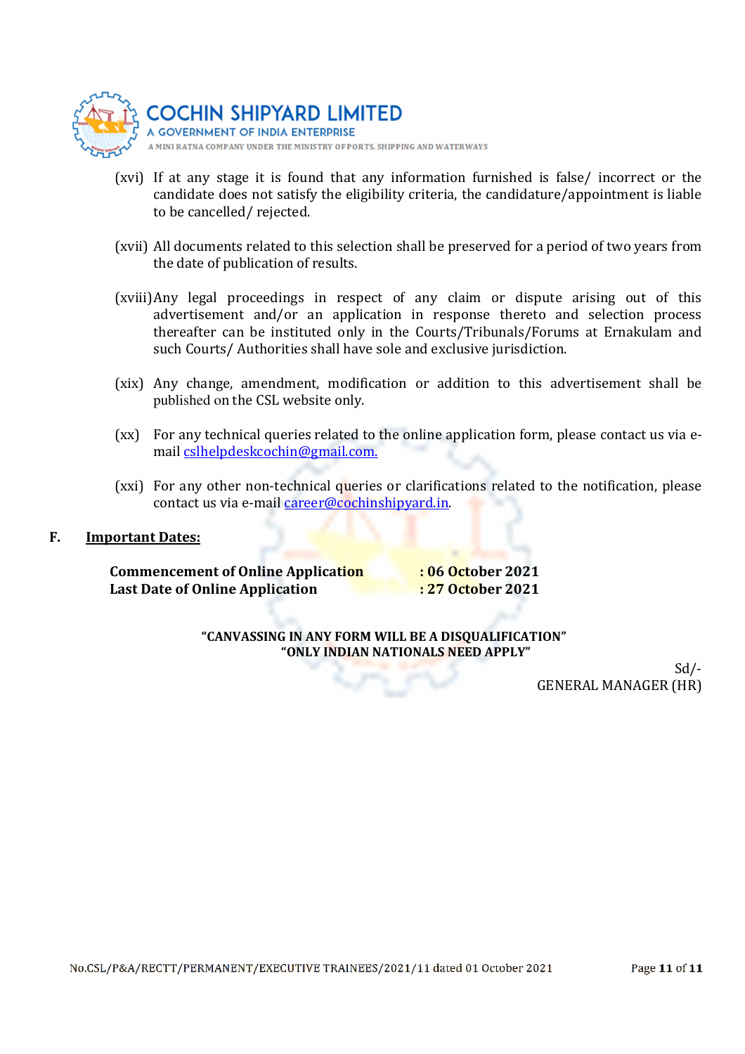(xvi) If at any stage it is found that any information furnished is false/ incorrect or the candidate does not satisfy the eligibility criteria, the candidature/appointment is liable to be cancelled/ rejected.

(xvii) All documents related to this selection shall be preserved for a period of two years from the date of publication of results.

(xviii) Any legal proceedings in respect of any claim or dispute arising out of this advertisement and/or an application in response thereto and selection process thereafter can be instituted only in the Courts/Tribunals/Forums at Ernakulam and such Courts/ Authorities shall have sole and exclusive jurisdiction.

(xix) Any change, amendment, modification or addition to this advertisement shall be published on the CSL website only.

(xx) For any technical queries related to the online application form, please contact us via e-mail cslhelpdeskcochin@gmail.com.

(xxi) For any other non-technical queries or clarifications related to the notification, please contact us via e-mail career@cochinshipyard.in.

**F. <u>Important Dates:</u>**

| | |
|---|---|
| **Commencement of Online Application** | **: 06 October 2021** |
| **Last Date of Online Application** | **: 27 October 2021** |

**"CANVASSING IN ANY FORM WILL BE A DISQUALIFICATION"**
**"ONLY INDIAN NATIONALS NEED APPLY"**

Sd/-
GENERAL MANAGER (HR)

No.CSL/P&A/RECTT/PERMANENT/EXECUTIVE TRAINEES/2021/11 dated 01 October 2021